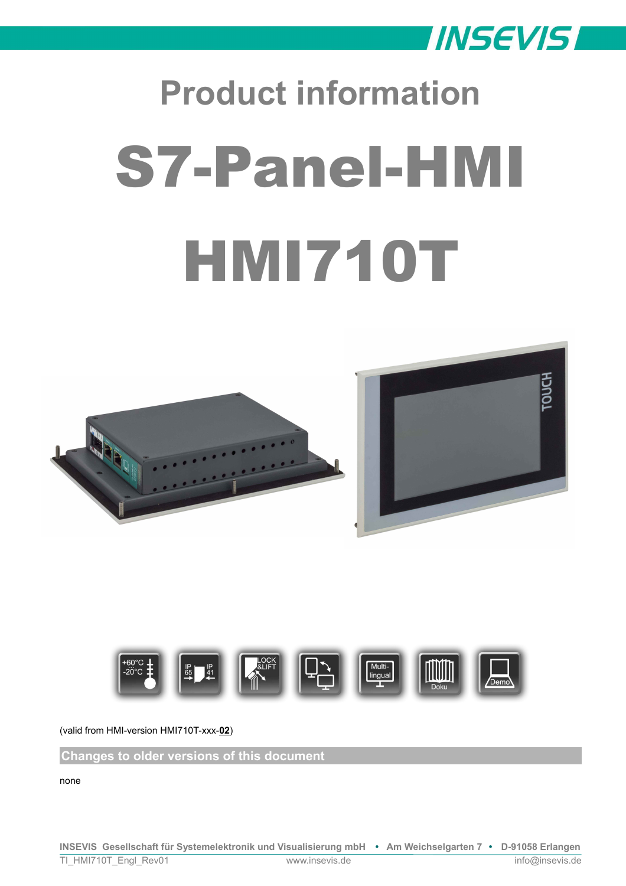# Product information

# S7-Panel-HMI

# HMI710T

(valid from HMI-version HMI710T-xxx-**02**)

## Changes to older versions of this document

none

INSEVIS Gesellschaft für Systemelektronik und Visualisierung mbH • Am Weichselgarten 7 • D-91058 Erlangen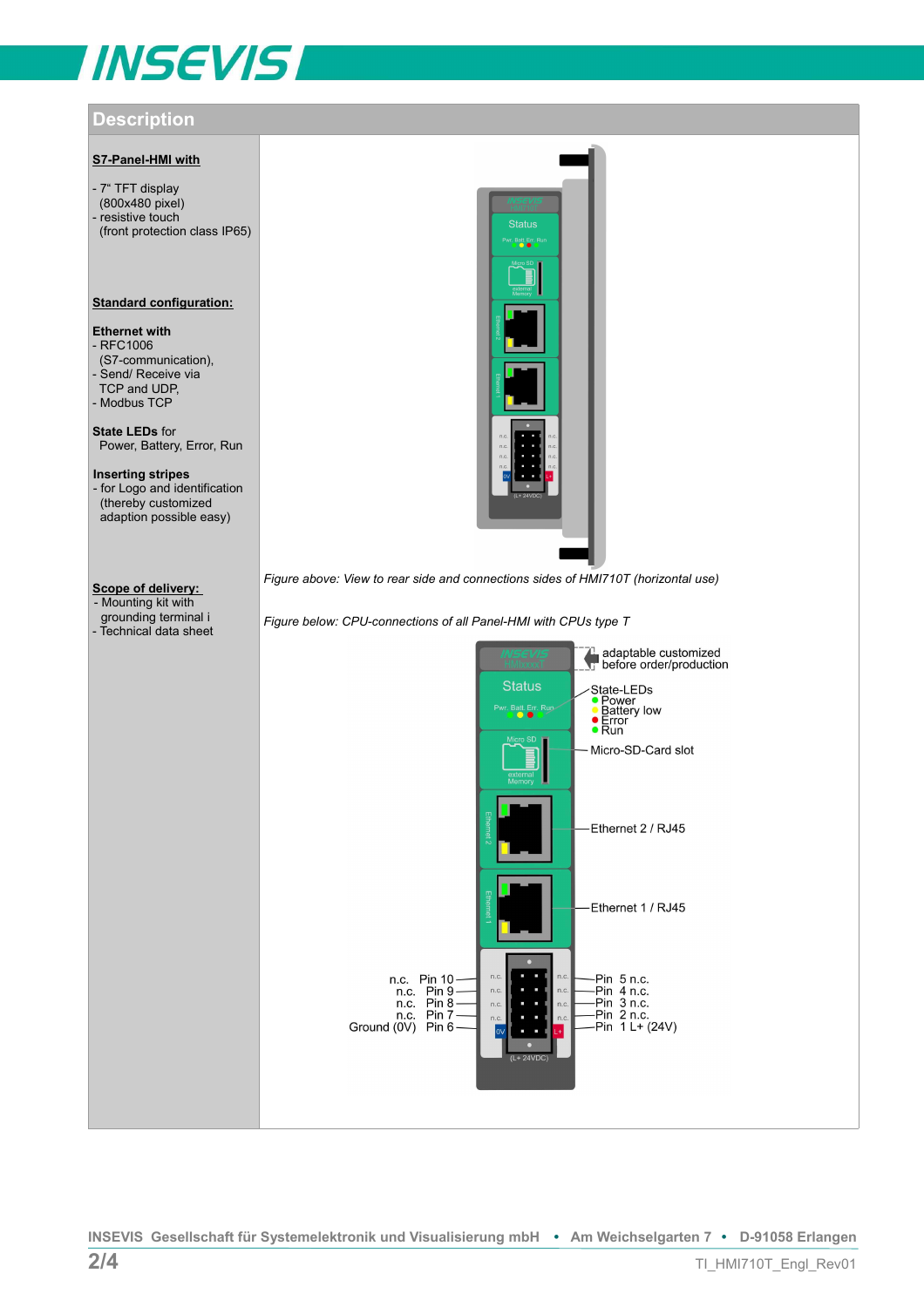## Description

**S7-Panel-HMI with**

- 7" TFT display (800x480 pixel)
- resistive touch (front protection class IP65)

**Standard configuration:**

**Ethernet with**
- RFC1006 (S7-communication),
- Send/ Receive via TCP and UDP,
- Modbus TCP

**State LEDs** for Power, Battery, Error, Run

**Inserting stripes**
- for Logo and identification (thereby customized adaption possible easy)

**Scope of delivery:**
- Mounting kit with grounding terminal i
- Technical data sheet

*Figure above: View to rear side and connections sides of HMI710T (horizontal use)*

*Figure below: CPU-connections of all Panel-HMI with CPUs type T*

adaptable customized before order/production

State-LEDs
- Power
- Battery low
- Error
- Run

Micro-SD-Card slot

Ethernet 2 / RJ45

Ethernet 1 / RJ45

| Left side | | Right side | |
|---|---|---|---|
| n.c. | Pin 10 | Pin 5 | n.c. |
| n.c. | Pin 9 | Pin 4 | n.c. |
| n.c. | Pin 8 | Pin 3 | n.c. |
| n.c. | Pin 7 | Pin 2 | n.c. |
| Ground (0V) | Pin 6 | Pin 1 | L+ (24V) |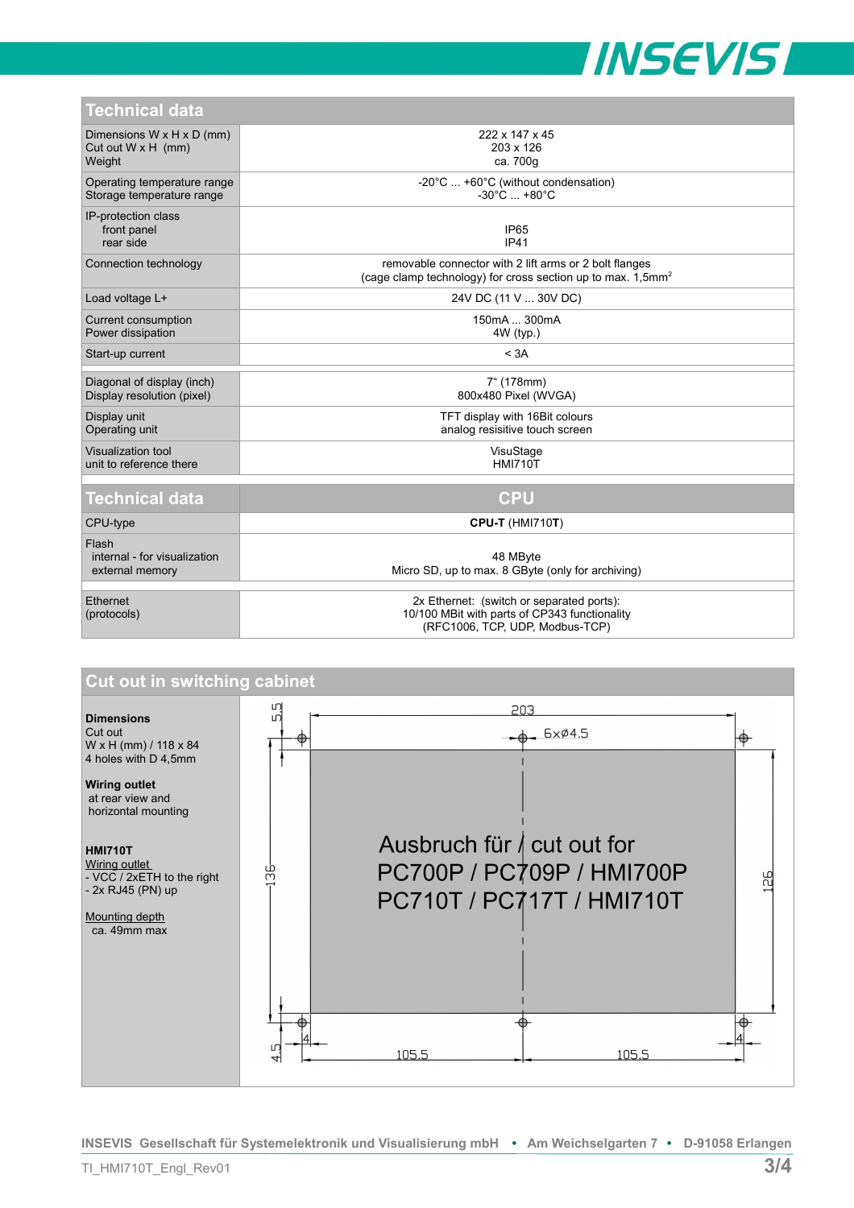## Technical data

| | |
|---|---|
| Dimensions W x H x D (mm)<br>Cut out W x H (mm)<br>Weight | 222 x 147 x 45<br>203 x 126<br>ca. 700g |
| Operating temperature range<br>Storage temperature range | -20°C ... +60°C (without condensation)<br>-30°C ... +80°C |
| IP-protection class<br>front panel<br>rear side | <br>IP65<br>IP41 |
| Connection technology | removable connector with 2 lift arms or 2 bolt flanges<br>(cage clamp technology) for cross section up to max. 1,5mm² |
| Load voltage L+ | 24V DC (11 V ... 30V DC) |
| Current consumption<br>Power dissipation | 150mA ... 300mA<br>4W (typ.) |
| Start-up current | < 3A |
| | |
| Diagonal of display (inch)<br>Display resolution (pixel) | 7" (178mm)<br>800x480 Pixel (WVGA) |
| Display unit<br>Operating unit | TFT display with 16Bit colours<br>analog resisitive touch screen |
| Visualization tool<br>unit to reference there | VisuStage<br>HMI710T |

| Technical data | CPU |
|---|---|
| CPU-type | **CPU-T** (HMI710**T**) |
| Flash<br>internal - for visualization<br>external memory | <br>48 MByte<br>Micro SD, up to max. 8 GByte (only for archiving) |
| | |
| Ethernet<br>(protocols) | 2x Ethernet: (switch or separated ports):<br>10/100 MBit with parts of CP343 functionality<br>(RFC1006, TCP, UDP, Modbus-TCP) |

## Cut out in switching cabinet

**Dimensions**
Cut out
W x H (mm) / 118 x 84
4 holes with D 4,5mm

**Wiring outlet**
at rear view and
horizontal mounting

**HMI710T**
Wiring outlet
- VCC / 2xETH to the right
- 2x RJ45 (PN) up

Mounting depth
ca. 49mm max

Ausbruch für / cut out for
PC700P / PC709P / HMI700P
PC710T / PC717T / HMI710T

203; 6xØ4.5; 5.5; 136; 126; 4.5; 4; 4; 105.5; 105.5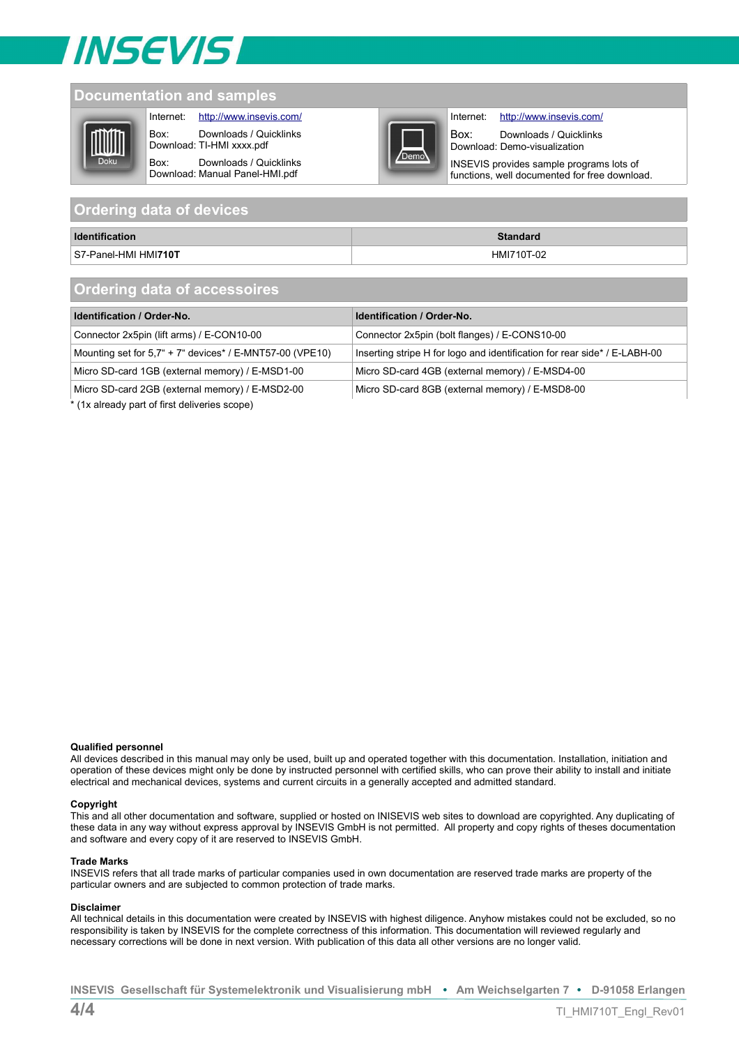## Documentation and samples

| | | | |
|---|---|---|---|
| Doku | Internet: http://www.insevis.com/<br>Box: Downloads / Quicklinks<br>Download: TI-HMI xxxx.pdf<br>Box: Downloads / Quicklinks<br>Download: Manual Panel-HMI.pdf | Demo | Internet: http://www.insevis.com/<br>Box: Downloads / Quicklinks<br>Download: Demo-visualization<br>INSEVIS provides sample programs lots of functions, well documented for free download. |

## Ordering data of devices

| Identification | Standard |
|---|---|
| S7-Panel-HMI HMI**710T** | HMI710T-02 |

## Ordering data of accessoires

| Identification / Order-No. | Identification / Order-No. |
|---|---|
| Connector 2x5pin (lift arms) / E-CON10-00 | Connector 2x5pin (bolt flanges) / E-CONS10-00 |
| Mounting set for 5,7“ + 7“ devices* / E-MNT57-00 (VPE10) | Inserting stripe H for logo and identification for rear side* / E-LABH-00 |
| Micro SD-card 1GB (external memory) / E-MSD1-00 | Micro SD-card 4GB (external memory) / E-MSD4-00 |
| Micro SD-card 2GB (external memory) / E-MSD2-00 | Micro SD-card 8GB (external memory) / E-MSD8-00 |

* (1x already part of first deliveries scope)

**Qualified personnel**
All devices described in this manual may only be used, built up and operated together with this documentation. Installation, initiation and operation of these devices might only be done by instructed personnel with certified skills, who can prove their ability to install and initiate electrical and mechanical devices, systems and current circuits in a generally accepted and admitted standard.

**Copyright**
This and all other documentation and software, supplied or hosted on INISEVIS web sites to download are copyrighted. Any duplicating of these data in any way without express approval by INSEVIS GmbH is not permitted. All property and copy rights of theses documentation and software and every copy of it are reserved to INSEVIS GmbH.

**Trade Marks**
INSEVIS refers that all trade marks of particular companies used in own documentation are reserved trade marks are property of the particular owners and are subjected to common protection of trade marks.

**Disclaimer**
All technical details in this documentation were created by INSEVIS with highest diligence. Anyhow mistakes could not be excluded, so no responsibility is taken by INSEVIS for the complete correctness of this information. This documentation will reviewed regularly and necessary corrections will be done in next version. With publication of this data all other versions are no longer valid.

INSEVIS Gesellschaft für Systemelektronik und Visualisierung mbH • Am Weichselgarten 7 • D-91058 Erlangen

TI_HMI710T_Engl_Rev01